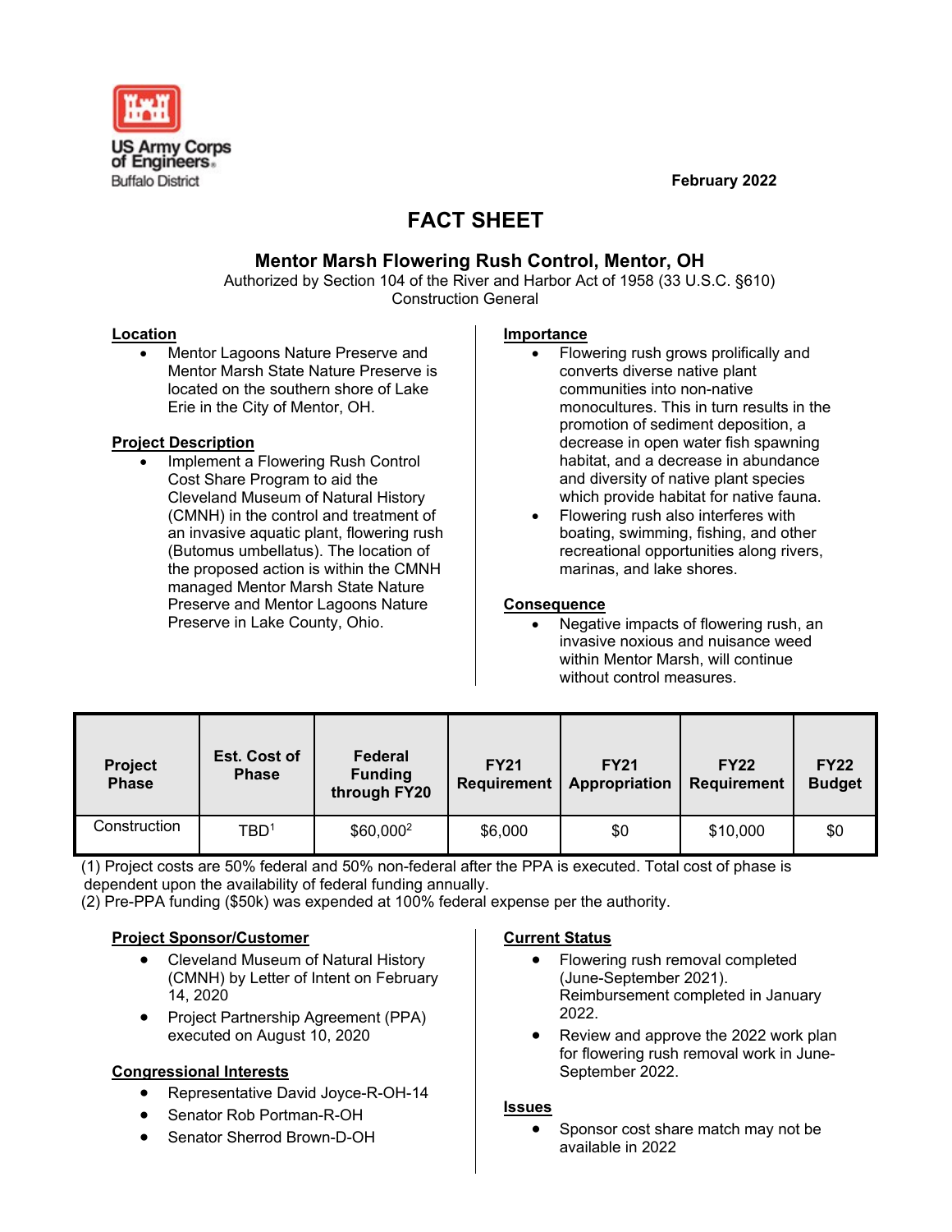US Army Corps of Engineers
Buffalo District

February 2022

# FACT SHEET

## Mentor Marsh Flowering Rush Control, Mentor, OH

Authorized by Section 104 of the River and Harbor Act of 1958 (33 U.S.C. §610)
Construction General

**Location**

- Mentor Lagoons Nature Preserve and Mentor Marsh State Nature Preserve is located on the southern shore of Lake Erie in the City of Mentor, OH.

**Project Description**

- Implement a Flowering Rush Control Cost Share Program to aid the Cleveland Museum of Natural History (CMNH) in the control and treatment of an invasive aquatic plant, flowering rush (Butomus umbellatus). The location of the proposed action is within the CMNH managed Mentor Marsh State Nature Preserve and Mentor Lagoons Nature Preserve in Lake County, Ohio.

**Importance**

- Flowering rush grows prolifically and converts diverse native plant communities into non-native monocultures. This in turn results in the promotion of sediment deposition, a decrease in open water fish spawning habitat, and a decrease in abundance and diversity of native plant species which provide habitat for native fauna.
- Flowering rush also interferes with boating, swimming, fishing, and other recreational opportunities along rivers, marinas, and lake shores.

**Consequence**

- Negative impacts of flowering rush, an invasive noxious and nuisance weed within Mentor Marsh, will continue without control measures.

| Project Phase | Est. Cost of Phase | Federal Funding through FY20 | FY21 Requirement | FY21 Appropriation | FY22 Requirement | FY22 Budget |
|---|---|---|---|---|---|---|
| Construction | TBD[1] | $60,000[2] | $6,000 | $0 | $10,000 | $0 |

(1) Project costs are 50% federal and 50% non-federal after the PPA is executed. Total cost of phase is dependent upon the availability of federal funding annually.
(2) Pre-PPA funding ($50k) was expended at 100% federal expense per the authority.

**Project Sponsor/Customer**

- Cleveland Museum of Natural History (CMNH) by Letter of Intent on February 14, 2020
- Project Partnership Agreement (PPA) executed on August 10, 2020

**Congressional Interests**

- Representative David Joyce-R-OH-14
- Senator Rob Portman-R-OH
- Senator Sherrod Brown-D-OH

**Current Status**

- Flowering rush removal completed (June-September 2021). Reimbursement completed in January 2022.
- Review and approve the 2022 work plan for flowering rush removal work in June-September 2022.

**Issues**

- Sponsor cost share match may not be available in 2022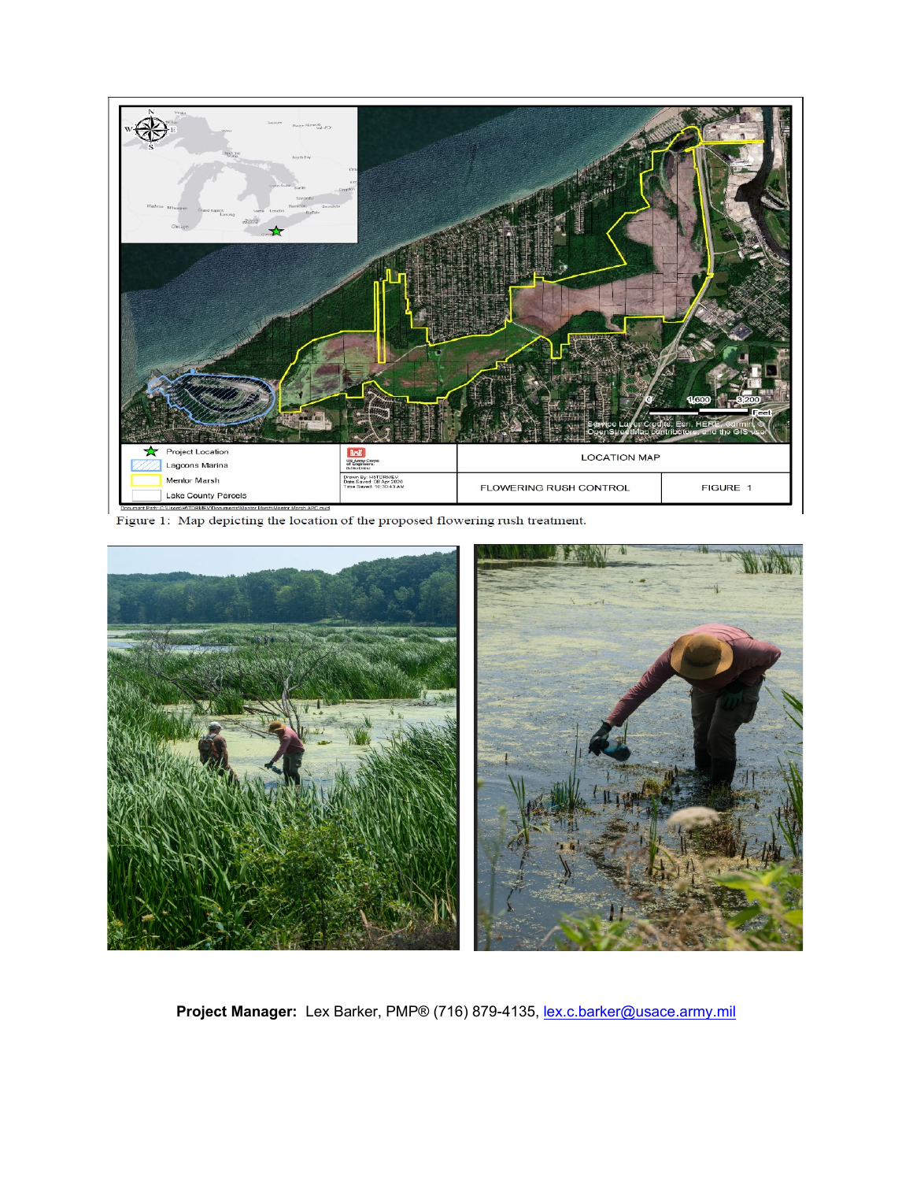Figure 1: Map depicting the location of the proposed flowering rush treatment.

**Project Manager:** Lex Barker, PMP® (716) 879-4135, lex.c.barker@usace.army.mil